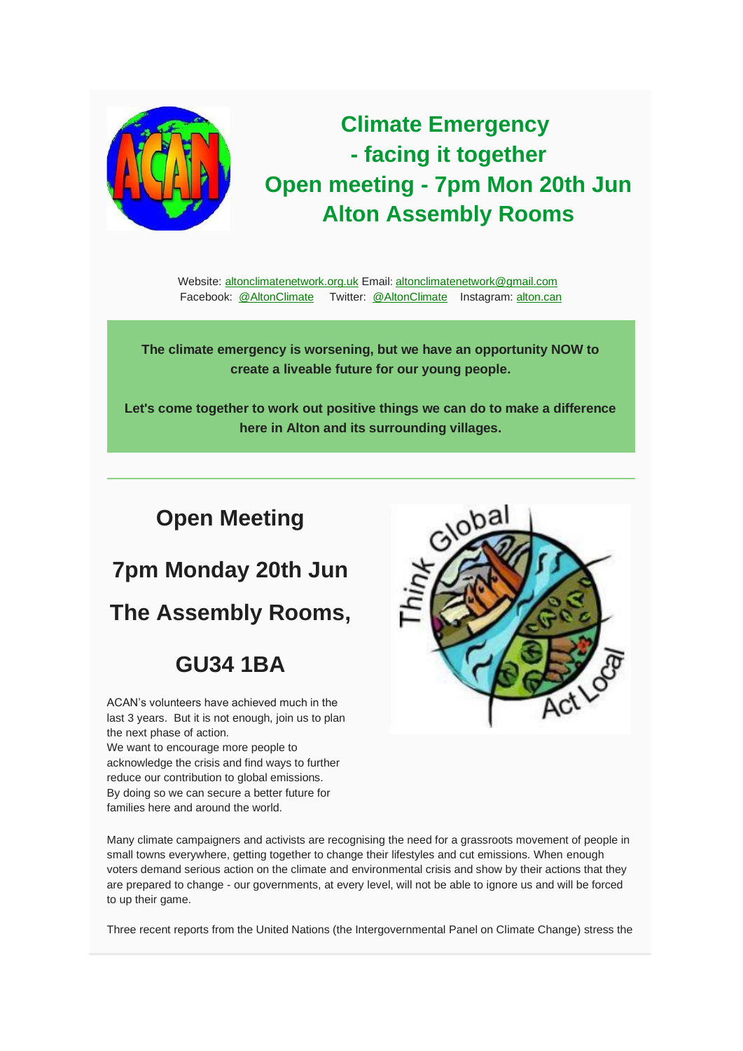# Climate Emergency - facing it together Open meeting - 7pm Mon 20th Jun Alton Assembly Rooms

Website: altonclimatenetwork.org.uk Email: altonclimatenetwork@gmail.com
Facebook: @AltonClimate Twitter: @AltonClimate Instagram: alton.can

**The climate emergency is worsening, but we have an opportunity NOW to create a liveable future for our young people.**

**Let's come together to work out positive things we can do to make a difference here in Alton and its surrounding villages.**

---

## Open Meeting

## 7pm Monday 20th Jun

## The Assembly Rooms,

## GU34 1BA

ACAN's volunteers have achieved much in the last 3 years. But it is not enough, join us to plan the next phase of action.
We want to encourage more people to acknowledge the crisis and find ways to further reduce our contribution to global emissions.
By doing so we can secure a better future for families here and around the world.

Many climate campaigners and activists are recognising the need for a grassroots movement of people in small towns everywhere, getting together to change their lifestyles and cut emissions. When enough voters demand serious action on the climate and environmental crisis and show by their actions that they are prepared to change - our governments, at every level, will not be able to ignore us and will be forced to up their game.

Three recent reports from the United Nations (the Intergovernmental Panel on Climate Change) stress the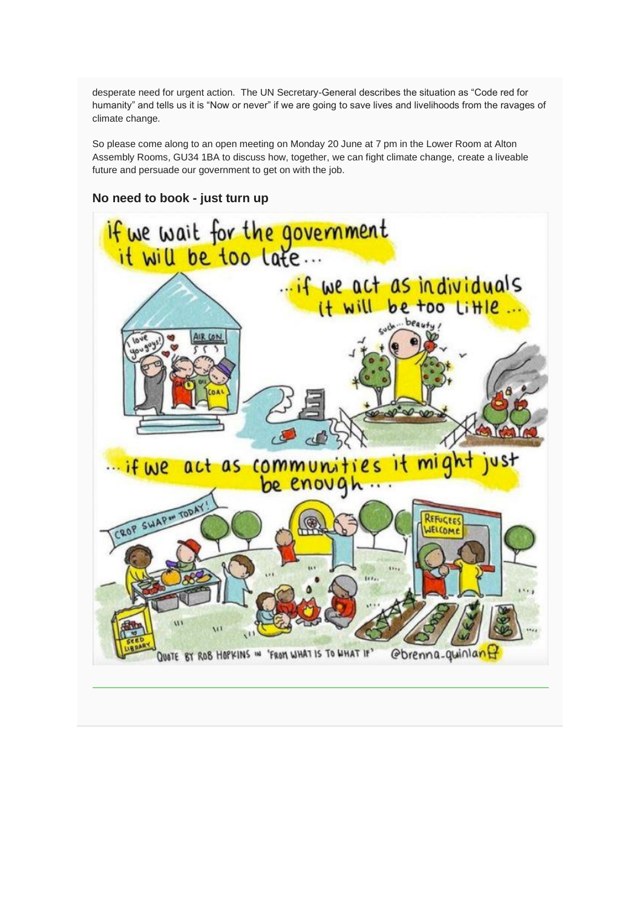desperate need for urgent action. The UN Secretary-General describes the situation as "Code red for humanity" and tells us it is "Now or never" if we are going to save lives and livelihoods from the ravages of climate change.

So please come along to an open meeting on Monday 20 June at 7 pm in the Lower Room at Alton Assembly Rooms, GU34 1BA to discuss how, together, we can fight climate change, create a liveable future and persuade our government to get on with the job.

### No need to book - just turn up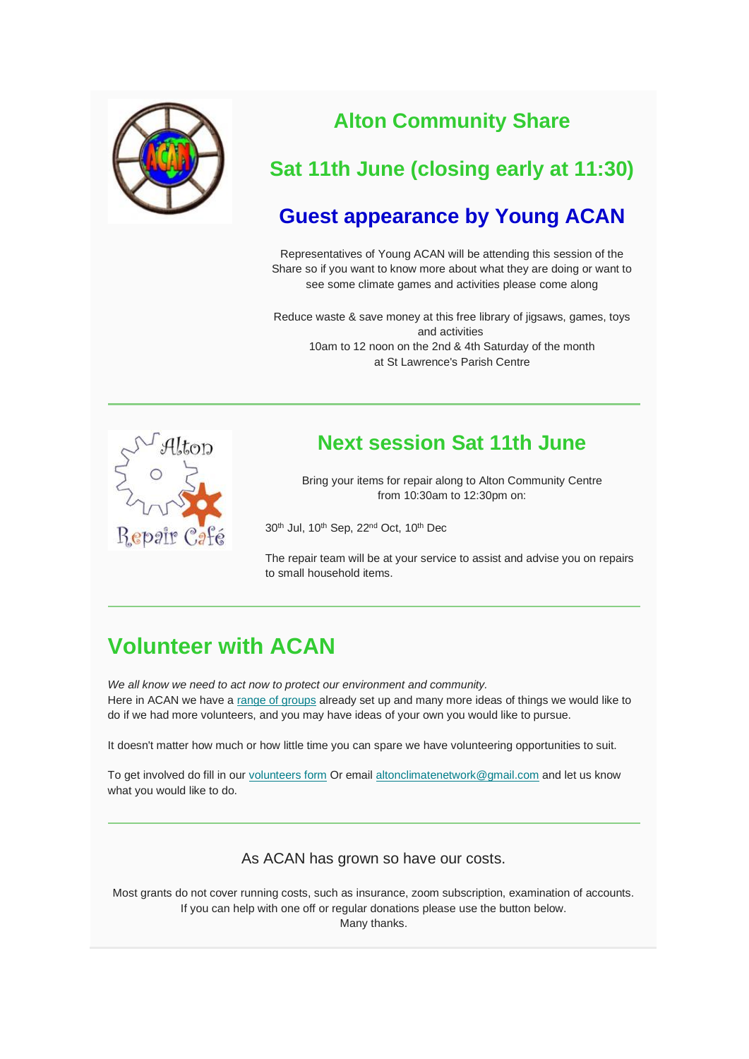## Alton Community Share

## Sat 11th June (closing early at 11:30)

## Guest appearance by Young ACAN

Representatives of Young ACAN will be attending this session of the Share so if you want to know more about what they are doing or want to see some climate games and activities please come along

Reduce waste & save money at this free library of jigsaws, games, toys and activities
10am to 12 noon on the 2nd & 4th Saturday of the month
at St Lawrence's Parish Centre

---

## Next session Sat 11th June

Bring your items for repair along to Alton Community Centre from 10:30am to 12:30pm on:

30th Jul, 10th Sep, 22nd Oct, 10th Dec

The repair team will be at your service to assist and advise you on repairs to small household items.

---

# Volunteer with ACAN

*We all know we need to act now to protect our environment and community.*
Here in ACAN we have a range of groups already set up and many more ideas of things we would like to do if we had more volunteers, and you may have ideas of your own you would like to pursue.

It doesn't matter how much or how little time you can spare we have volunteering opportunities to suit.

To get involved do fill in our volunteers form Or email altonclimatenetwork@gmail.com and let us know what you would like to do.

---

As ACAN has grown so have our costs.

Most grants do not cover running costs, such as insurance, zoom subscription, examination of accounts.
If you can help with one off or regular donations please use the button below.
Many thanks.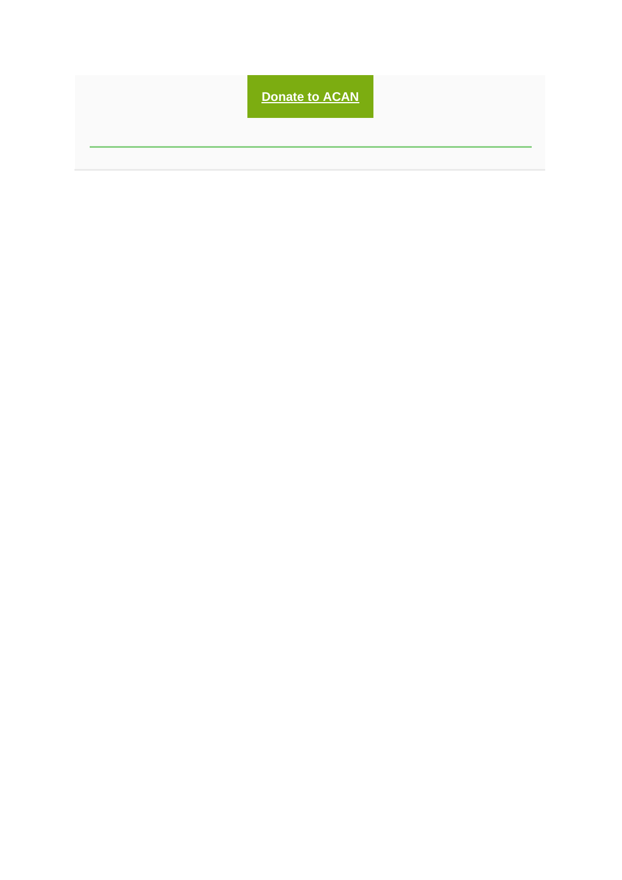**Donate to ACAN**

---